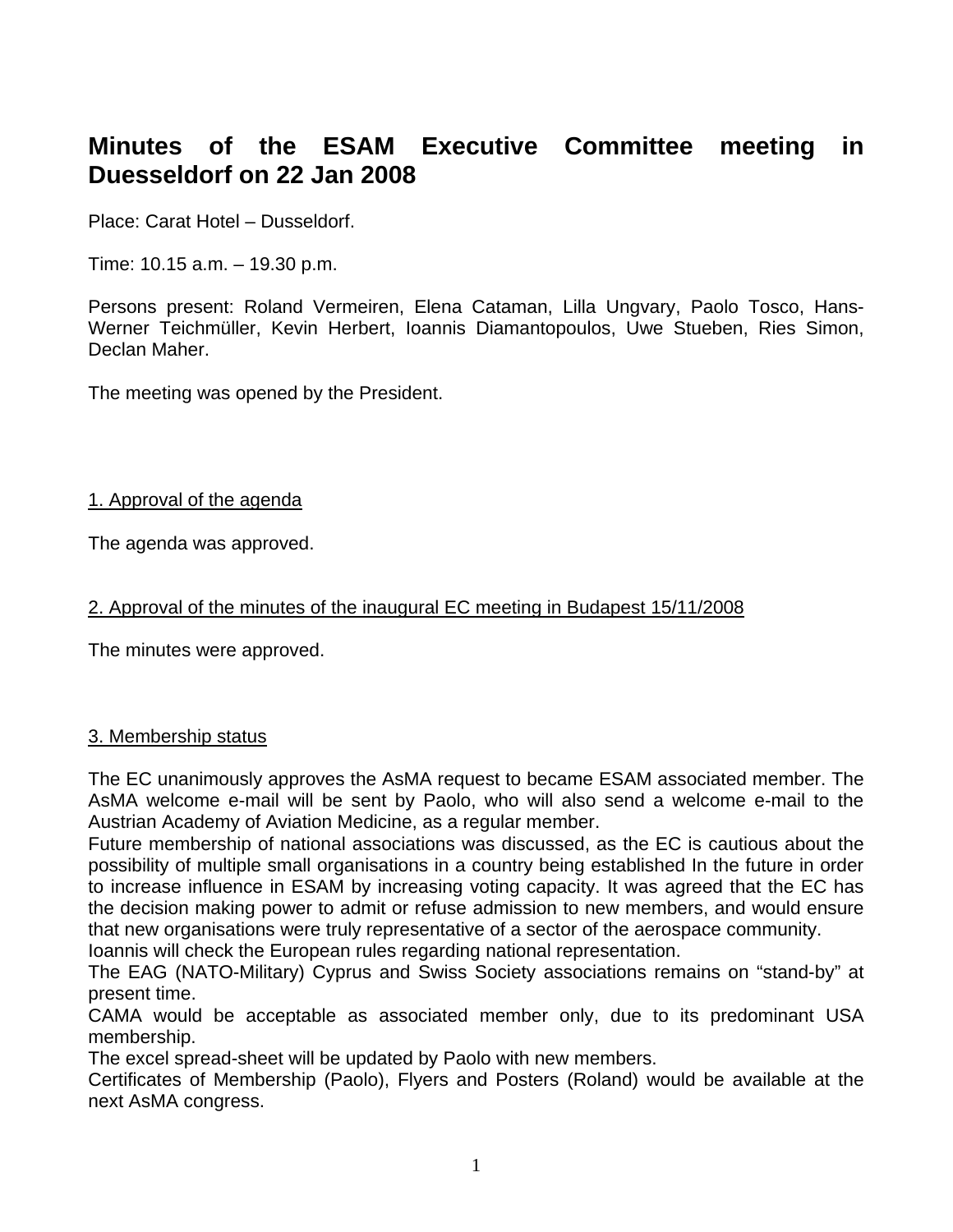# Minutes of the ESAM Executive Committee meeting in Duesseldorf on 22 Jan 2008

Place: Carat Hotel – Dusseldorf.

Time: 10.15 a.m. – 19.30 p.m.

Persons present: Roland Vermeiren, Elena Cataman, Lilla Ungvary, Paolo Tosco, Hans-Werner Teichmüller, Kevin Herbert, Ioannis Diamantopoulos, Uwe Stueben, Ries Simon, Declan Maher.

The meeting was opened by the President.

## 1. Approval of the agenda

The agenda was approved.

## 2. Approval of the minutes of the inaugural EC meeting in Budapest 15/11/2008

The minutes were approved.

## 3. Membership status

The EC unanimously approves the AsMA request to became ESAM associated member. The AsMA welcome e-mail will be sent by Paolo, who will also send a welcome e-mail to the Austrian Academy of Aviation Medicine, as a regular member.

Future membership of national associations was discussed, as the EC is cautious about the possibility of multiple small organisations in a country being established In the future in order to increase influence in ESAM by increasing voting capacity. It was agreed that the EC has the decision making power to admit or refuse admission to new members, and would ensure that new organisations were truly representative of a sector of the aerospace community.

Ioannis will check the European rules regarding national representation.

The EAG (NATO-Military) Cyprus and Swiss Society associations remains on "stand-by" at present time.

CAMA would be acceptable as associated member only, due to its predominant USA membership.

The excel spread-sheet will be updated by Paolo with new members.

Certificates of Membership (Paolo), Flyers and Posters (Roland) would be available at the next AsMA congress.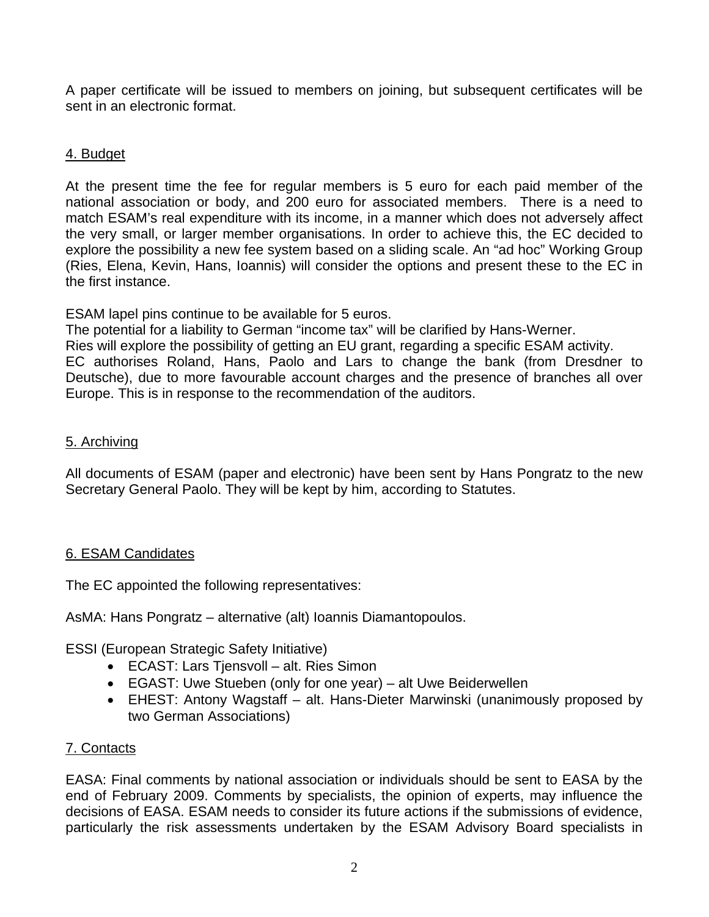A paper certificate will be issued to members on joining, but subsequent certificates will be sent in an electronic format.

## 4. Budget

At the present time the fee for regular members is 5 euro for each paid member of the national association or body, and 200 euro for associated members. There is a need to match ESAM's real expenditure with its income, in a manner which does not adversely affect the very small, or larger member organisations. In order to achieve this, the EC decided to explore the possibility a new fee system based on a sliding scale. An "ad hoc" Working Group (Ries, Elena, Kevin, Hans, Ioannis) will consider the options and present these to the EC in the first instance.

ESAM lapel pins continue to be available for 5 euros.
The potential for a liability to German "income tax" will be clarified by Hans-Werner.
Ries will explore the possibility of getting an EU grant, regarding a specific ESAM activity.
EC authorises Roland, Hans, Paolo and Lars to change the bank (from Dresdner to Deutsche), due to more favourable account charges and the presence of branches all over Europe. This is in response to the recommendation of the auditors.

## 5. Archiving

All documents of ESAM (paper and electronic) have been sent by Hans Pongratz to the new Secretary General Paolo. They will be kept by him, according to Statutes.

## 6. ESAM Candidates

The EC appointed the following representatives:

AsMA: Hans Pongratz – alternative (alt) Ioannis Diamantopoulos.

ESSI (European Strategic Safety Initiative)

- ECAST: Lars Tjensvoll – alt. Ries Simon
- EGAST: Uwe Stueben (only for one year) – alt Uwe Beiderwellen
- EHEST: Antony Wagstaff – alt. Hans-Dieter Marwinski (unanimously proposed by two German Associations)

## 7. Contacts

EASA: Final comments by national association or individuals should be sent to EASA by the end of February 2009. Comments by specialists, the opinion of experts, may influence the decisions of EASA. ESAM needs to consider its future actions if the submissions of evidence, particularly the risk assessments undertaken by the ESAM Advisory Board specialists in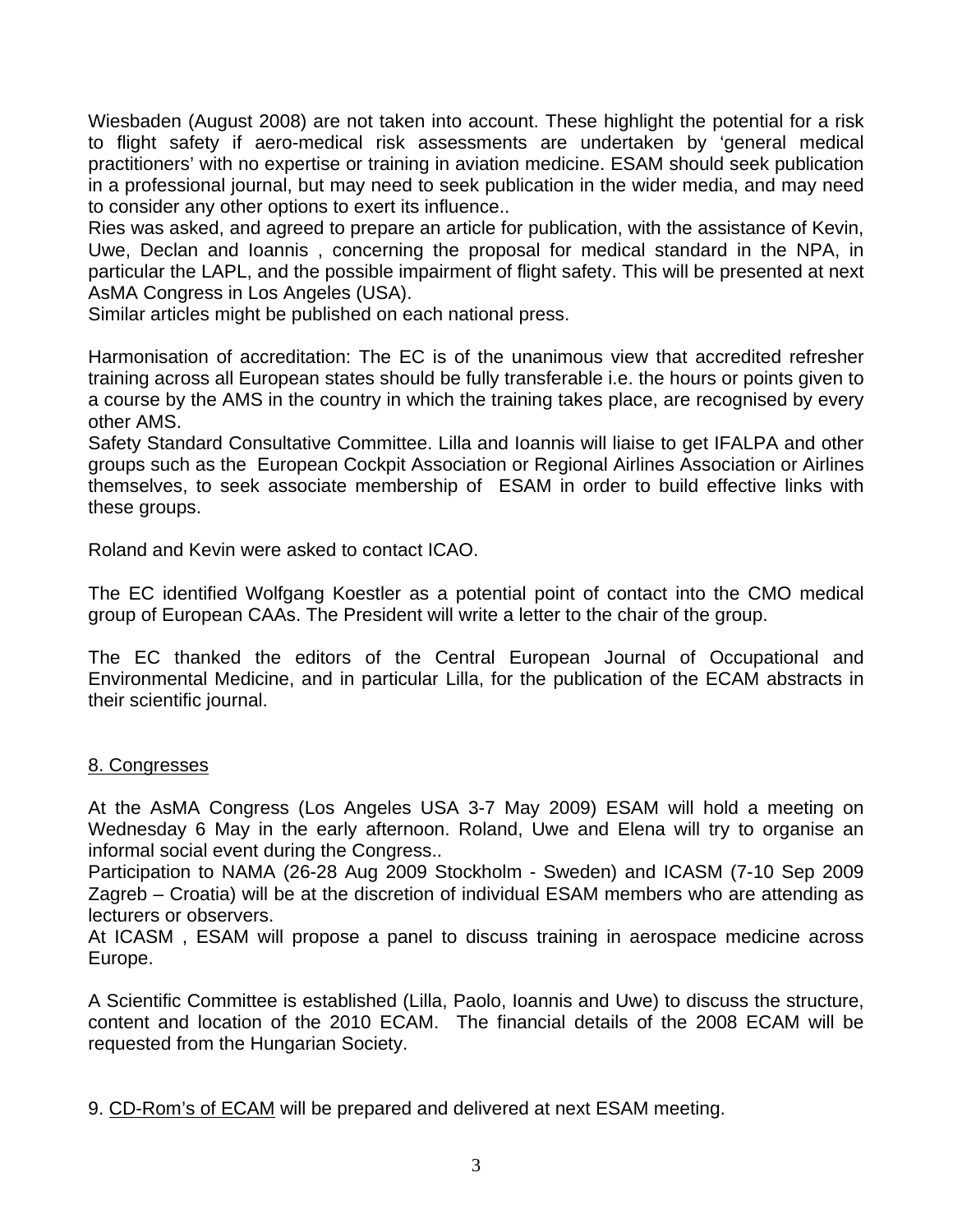Wiesbaden (August 2008) are not taken into account. These highlight the potential for a risk to flight safety if aero-medical risk assessments are undertaken by 'general medical practitioners' with no expertise or training in aviation medicine. ESAM should seek publication in a professional journal, but may need to seek publication in the wider media, and may need to consider any other options to exert its influence..

Ries was asked, and agreed to prepare an article for publication, with the assistance of Kevin, Uwe, Declan and Ioannis , concerning the proposal for medical standard in the NPA, in particular the LAPL, and the possible impairment of flight safety. This will be presented at next AsMA Congress in Los Angeles (USA).

Similar articles might be published on each national press.

Harmonisation of accreditation: The EC is of the unanimous view that accredited refresher training across all European states should be fully transferable i.e. the hours or points given to a course by the AMS in the country in which the training takes place, are recognised by every other AMS.

Safety Standard Consultative Committee. Lilla and Ioannis will liaise to get IFALPA and other groups such as the European Cockpit Association or Regional Airlines Association or Airlines themselves, to seek associate membership of ESAM in order to build effective links with these groups.

Roland and Kevin were asked to contact ICAO.

The EC identified Wolfgang Koestler as a potential point of contact into the CMO medical group of European CAAs. The President will write a letter to the chair of the group.

The EC thanked the editors of the Central European Journal of Occupational and Environmental Medicine, and in particular Lilla, for the publication of the ECAM abstracts in their scientific journal.

8. Congresses

At the AsMA Congress (Los Angeles USA 3-7 May 2009) ESAM will hold a meeting on Wednesday 6 May in the early afternoon. Roland, Uwe and Elena will try to organise an informal social event during the Congress..

Participation to NAMA (26-28 Aug 2009 Stockholm - Sweden) and ICASM (7-10 Sep 2009 Zagreb – Croatia) will be at the discretion of individual ESAM members who are attending as lecturers or observers.

At ICASM , ESAM will propose a panel to discuss training in aerospace medicine across Europe.

A Scientific Committee is established (Lilla, Paolo, Ioannis and Uwe) to discuss the structure, content and location of the 2010 ECAM. The financial details of the 2008 ECAM will be requested from the Hungarian Society.

9. CD-Rom's of ECAM will be prepared and delivered at next ESAM meeting.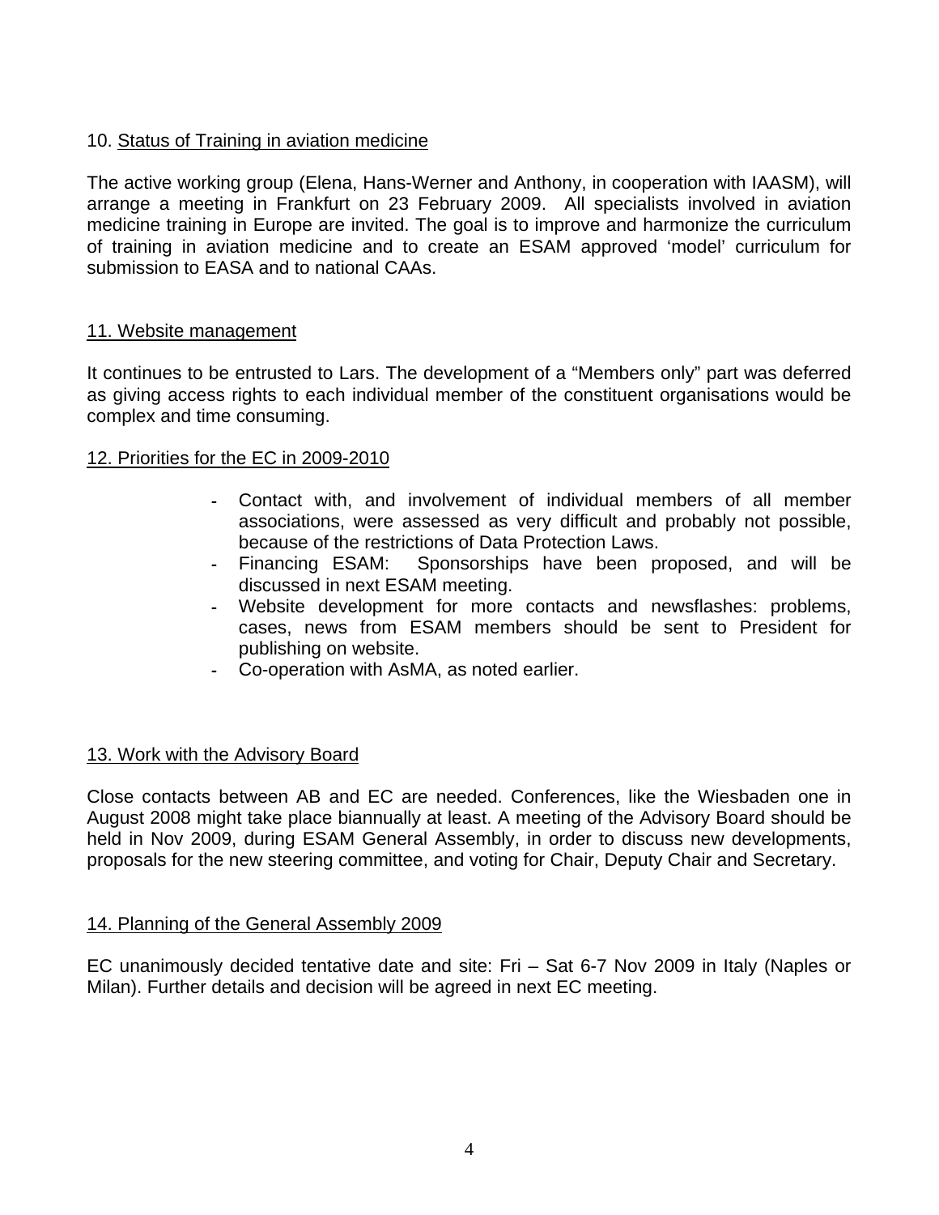## 10. Status of Training in aviation medicine

The active working group (Elena, Hans-Werner and Anthony, in cooperation with IAASM), will arrange a meeting in Frankfurt on 23 February 2009. All specialists involved in aviation medicine training in Europe are invited. The goal is to improve and harmonize the curriculum of training in aviation medicine and to create an ESAM approved 'model' curriculum for submission to EASA and to national CAAs.

## 11. Website management

It continues to be entrusted to Lars. The development of a "Members only" part was deferred as giving access rights to each individual member of the constituent organisations would be complex and time consuming.

## 12. Priorities for the EC in 2009-2010

- Contact with, and involvement of individual members of all member associations, were assessed as very difficult and probably not possible, because of the restrictions of Data Protection Laws.
- Financing ESAM: Sponsorships have been proposed, and will be discussed in next ESAM meeting.
- Website development for more contacts and newsflashes: problems, cases, news from ESAM members should be sent to President for publishing on website.
- Co-operation with AsMA, as noted earlier.

## 13. Work with the Advisory Board

Close contacts between AB and EC are needed. Conferences, like the Wiesbaden one in August 2008 might take place biannually at least. A meeting of the Advisory Board should be held in Nov 2009, during ESAM General Assembly, in order to discuss new developments, proposals for the new steering committee, and voting for Chair, Deputy Chair and Secretary.

## 14. Planning of the General Assembly 2009

EC unanimously decided tentative date and site: Fri – Sat 6-7 Nov 2009 in Italy (Naples or Milan). Further details and decision will be agreed in next EC meeting.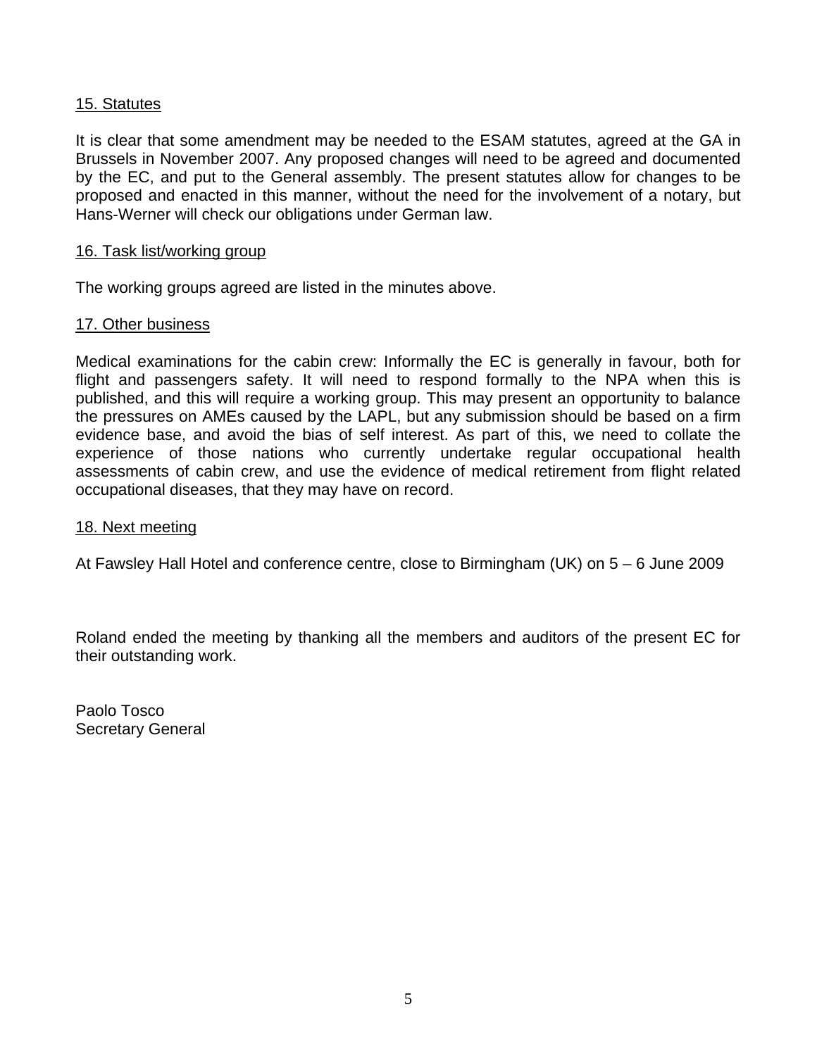## 15. Statutes

It is clear that some amendment may be needed to the ESAM statutes, agreed at the GA in Brussels in November 2007. Any proposed changes will need to be agreed and documented by the EC, and put to the General assembly. The present statutes allow for changes to be proposed and enacted in this manner, without the need for the involvement of a notary, but Hans-Werner will check our obligations under German law.

## 16. Task list/working group

The working groups agreed are listed in the minutes above.

## 17. Other business

Medical examinations for the cabin crew: Informally the EC is generally in favour, both for flight and passengers safety. It will need to respond formally to the NPA when this is published, and this will require a working group. This may present an opportunity to balance the pressures on AMEs caused by the LAPL, but any submission should be based on a firm evidence base, and avoid the bias of self interest. As part of this, we need to collate the experience of those nations who currently undertake regular occupational health assessments of cabin crew, and use the evidence of medical retirement from flight related occupational diseases, that they may have on record.

## 18. Next meeting

At Fawsley Hall Hotel and conference centre, close to Birmingham (UK) on 5 – 6 June 2009

Roland ended the meeting by thanking all the members and auditors of the present EC for their outstanding work.

Paolo Tosco
Secretary General